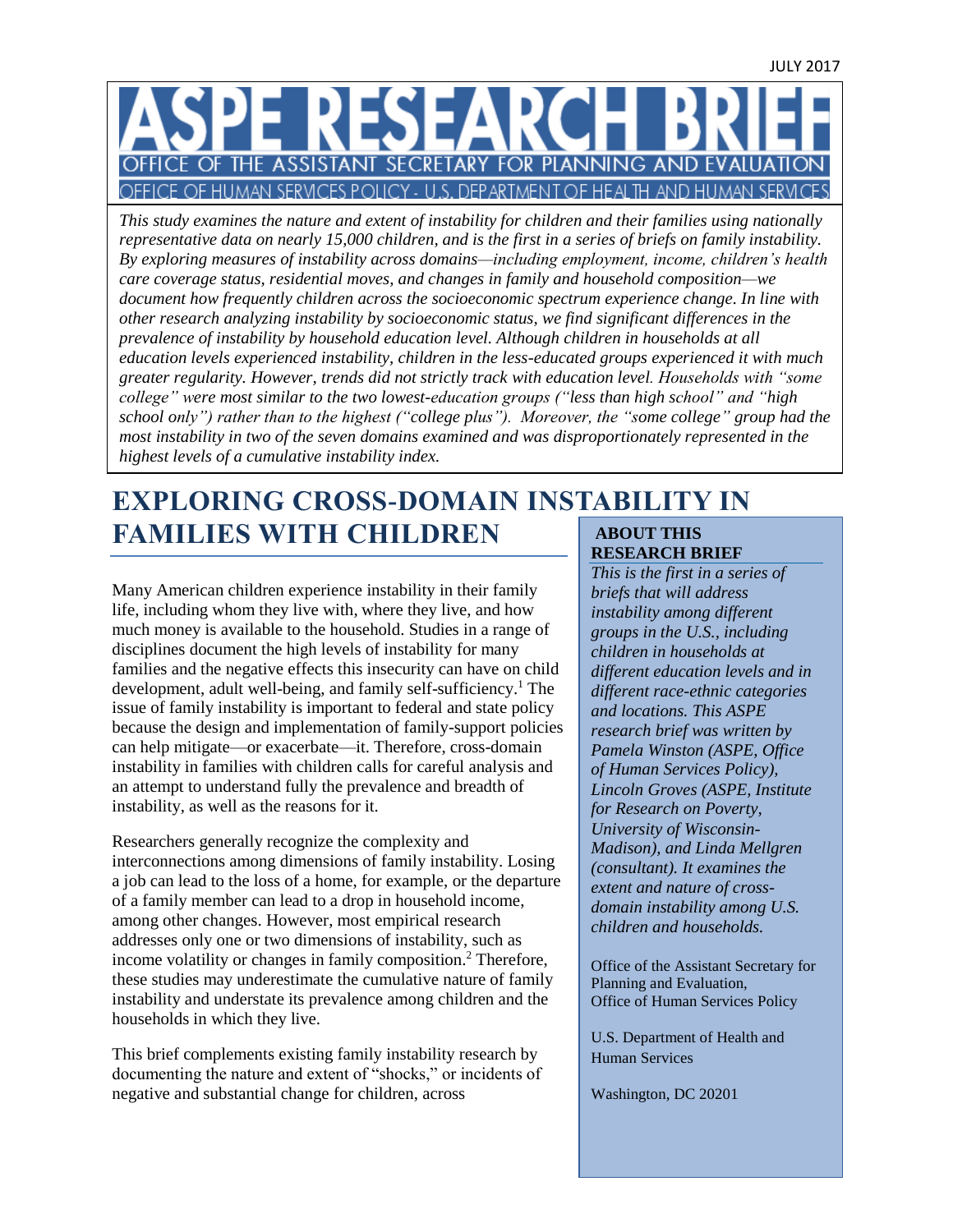JULY 2017

# ASPE RESEARCH BRIEF

OFFICE OF THE ASSISTANT SECRETARY FOR PLANNING AND EVALUATION

OFFICE OF HUMAN SERVICES POLICY - U.S. DEPARTMENT OF HEALTH AND HUMAN SERVICES

*This study examines the nature and extent of instability for children and their families using nationally representative data on nearly 15,000 children, and is the first in a series of briefs on family instability. By exploring measures of instability across domains—including employment, income, children's health care coverage status, residential moves, and changes in family and household composition—we document how frequently children across the socioeconomic spectrum experience change. In line with other research analyzing instability by socioeconomic status, we find significant differences in the prevalence of instability by household education level. Although children in households at all education levels experienced instability, children in the less-educated groups experienced it with much greater regularity. However, trends did not strictly track with education level. Households with "some college" were most similar to the two lowest-education groups ("less than high school" and "high school only") rather than to the highest ("college plus"). Moreover, the "some college" group had the most instability in two of the seven domains examined and was disproportionately represented in the highest levels of a cumulative instability index.*

## EXPLORING CROSS-DOMAIN INSTABILITY IN FAMILIES WITH CHILDREN

Many American children experience instability in their family life, including whom they live with, where they live, and how much money is available to the household. Studies in a range of disciplines document the high levels of instability for many families and the negative effects this insecurity can have on child development, adult well-being, and family self-sufficiency.[1] The issue of family instability is important to federal and state policy because the design and implementation of family-support policies can help mitigate—or exacerbate—it. Therefore, cross-domain instability in families with children calls for careful analysis and an attempt to understand fully the prevalence and breadth of instability, as well as the reasons for it.

Researchers generally recognize the complexity and interconnections among dimensions of family instability. Losing a job can lead to the loss of a home, for example, or the departure of a family member can lead to a drop in household income, among other changes. However, most empirical research addresses only one or two dimensions of instability, such as income volatility or changes in family composition.[2] Therefore, these studies may underestimate the cumulative nature of family instability and understate its prevalence among children and the households in which they live.

This brief complements existing family instability research by documenting the nature and extent of "shocks," or incidents of negative and substantial change for children, across

**ABOUT THIS RESEARCH BRIEF**

*This is the first in a series of briefs that will address instability among different groups in the U.S., including children in households at different education levels and in different race-ethnic categories and locations. This ASPE research brief was written by Pamela Winston (ASPE, Office of Human Services Policy), Lincoln Groves (ASPE, Institute for Research on Poverty, University of Wisconsin-Madison), and Linda Mellgren (consultant). It examines the extent and nature of cross-domain instability among U.S. children and households.*

Office of the Assistant Secretary for Planning and Evaluation,
Office of Human Services Policy

U.S. Department of Health and Human Services

Washington, DC 20201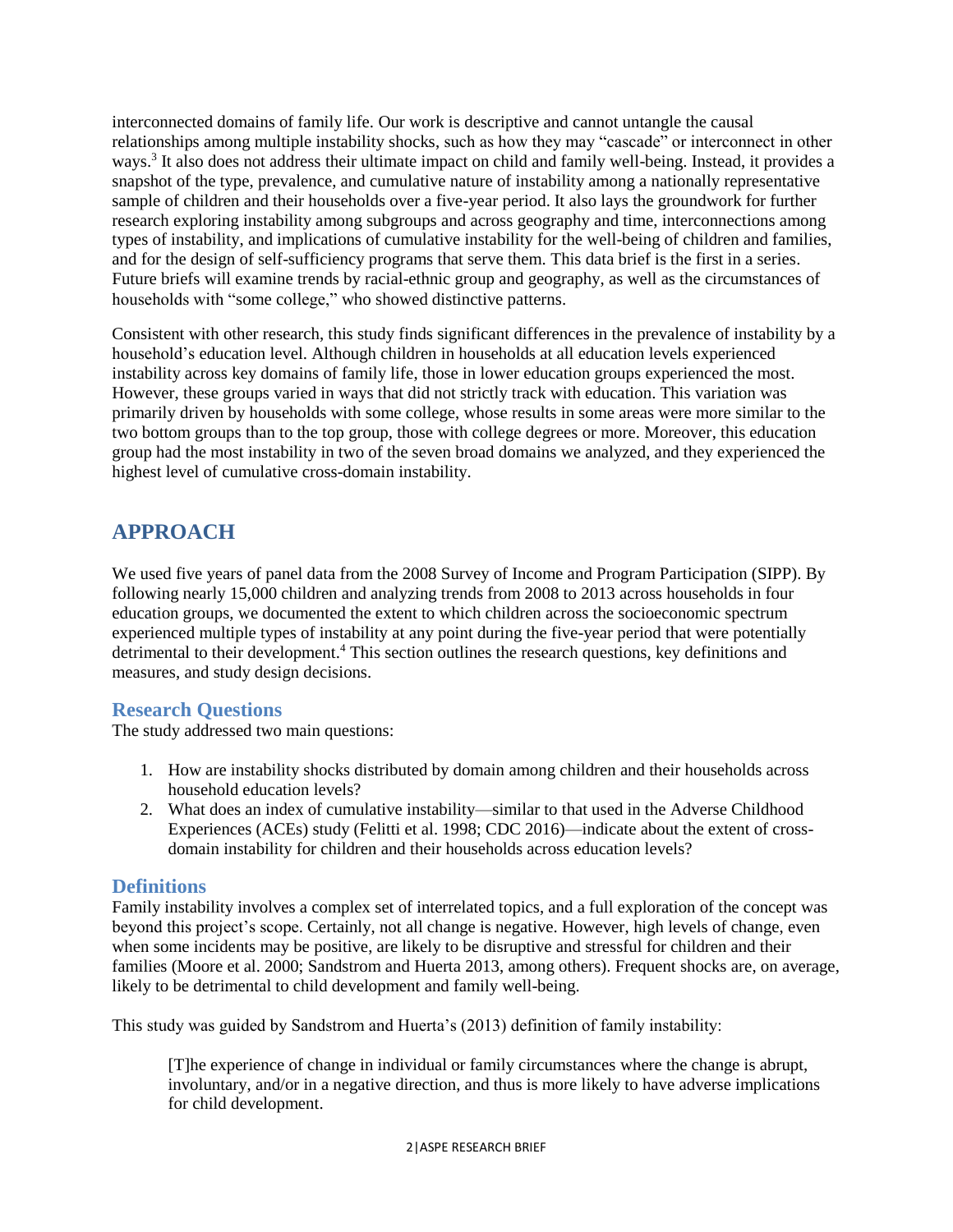interconnected domains of family life. Our work is descriptive and cannot untangle the causal relationships among multiple instability shocks, such as how they may "cascade" or interconnect in other ways.[3] It also does not address their ultimate impact on child and family well-being. Instead, it provides a snapshot of the type, prevalence, and cumulative nature of instability among a nationally representative sample of children and their households over a five-year period. It also lays the groundwork for further research exploring instability among subgroups and across geography and time, interconnections among types of instability, and implications of cumulative instability for the well-being of children and families, and for the design of self-sufficiency programs that serve them. This data brief is the first in a series. Future briefs will examine trends by racial-ethnic group and geography, as well as the circumstances of households with "some college," who showed distinctive patterns.

Consistent with other research, this study finds significant differences in the prevalence of instability by a household's education level. Although children in households at all education levels experienced instability across key domains of family life, those in lower education groups experienced the most. However, these groups varied in ways that did not strictly track with education. This variation was primarily driven by households with some college, whose results in some areas were more similar to the two bottom groups than to the top group, those with college degrees or more. Moreover, this education group had the most instability in two of the seven broad domains we analyzed, and they experienced the highest level of cumulative cross-domain instability.

## APPROACH

We used five years of panel data from the 2008 Survey of Income and Program Participation (SIPP). By following nearly 15,000 children and analyzing trends from 2008 to 2013 across households in four education groups, we documented the extent to which children across the socioeconomic spectrum experienced multiple types of instability at any point during the five-year period that were potentially detrimental to their development.[4] This section outlines the research questions, key definitions and measures, and study design decisions.

### Research Questions

The study addressed two main questions:

1. How are instability shocks distributed by domain among children and their households across household education levels?
2. What does an index of cumulative instability—similar to that used in the Adverse Childhood Experiences (ACEs) study (Felitti et al. 1998; CDC 2016)—indicate about the extent of cross-domain instability for children and their households across education levels?

### Definitions

Family instability involves a complex set of interrelated topics, and a full exploration of the concept was beyond this project's scope. Certainly, not all change is negative. However, high levels of change, even when some incidents may be positive, are likely to be disruptive and stressful for children and their families (Moore et al. 2000; Sandstrom and Huerta 2013, among others). Frequent shocks are, on average, likely to be detrimental to child development and family well-being.

This study was guided by Sandstrom and Huerta's (2013) definition of family instability:

> [T]he experience of change in individual or family circumstances where the change is abrupt, involuntary, and/or in a negative direction, and thus is more likely to have adverse implications for child development.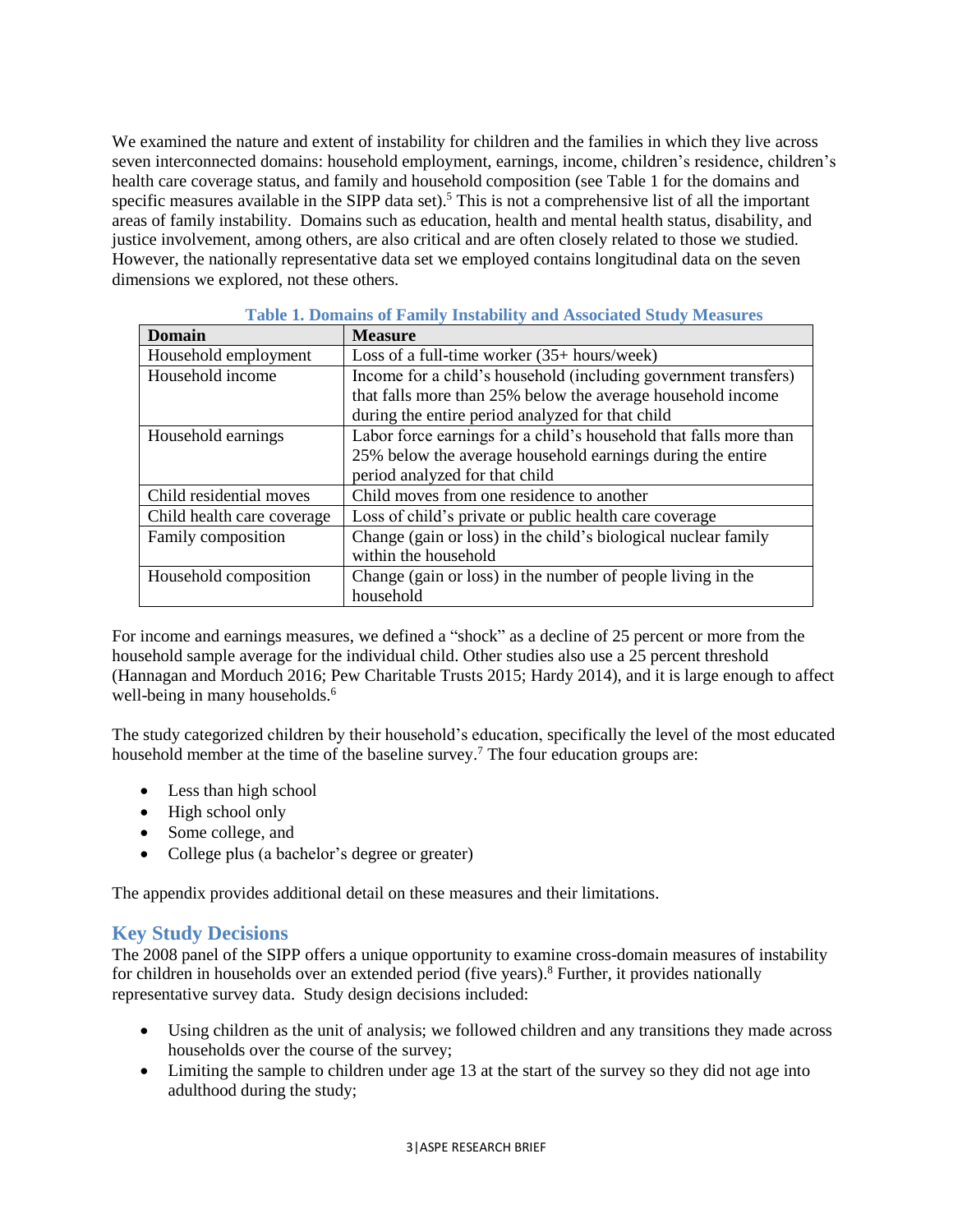We examined the nature and extent of instability for children and the families in which they live across seven interconnected domains: household employment, earnings, income, children's residence, children's health care coverage status, and family and household composition (see Table 1 for the domains and specific measures available in the SIPP data set).[5] This is not a comprehensive list of all the important areas of family instability. Domains such as education, health and mental health status, disability, and justice involvement, among others, are also critical and are often closely related to those we studied. However, the nationally representative data set we employed contains longitudinal data on the seven dimensions we explored, not these others.

**Table 1. Domains of Family Instability and Associated Study Measures**

| Domain | Measure |
| --- | --- |
| Household employment | Loss of a full-time worker (35+ hours/week) |
| Household income | Income for a child's household (including government transfers) that falls more than 25% below the average household income during the entire period analyzed for that child |
| Household earnings | Labor force earnings for a child's household that falls more than 25% below the average household earnings during the entire period analyzed for that child |
| Child residential moves | Child moves from one residence to another |
| Child health care coverage | Loss of child's private or public health care coverage |
| Family composition | Change (gain or loss) in the child's biological nuclear family within the household |
| Household composition | Change (gain or loss) in the number of people living in the household |

For income and earnings measures, we defined a "shock" as a decline of 25 percent or more from the household sample average for the individual child. Other studies also use a 25 percent threshold (Hannagan and Morduch 2016; Pew Charitable Trusts 2015; Hardy 2014), and it is large enough to affect well-being in many households.[6]

The study categorized children by their household's education, specifically the level of the most educated household member at the time of the baseline survey.[7] The four education groups are:

- Less than high school
- High school only
- Some college, and
- College plus (a bachelor's degree or greater)

The appendix provides additional detail on these measures and their limitations.

## Key Study Decisions

The 2008 panel of the SIPP offers a unique opportunity to examine cross-domain measures of instability for children in households over an extended period (five years).[8] Further, it provides nationally representative survey data. Study design decisions included:

- Using children as the unit of analysis; we followed children and any transitions they made across households over the course of the survey;
- Limiting the sample to children under age 13 at the start of the survey so they did not age into adulthood during the study;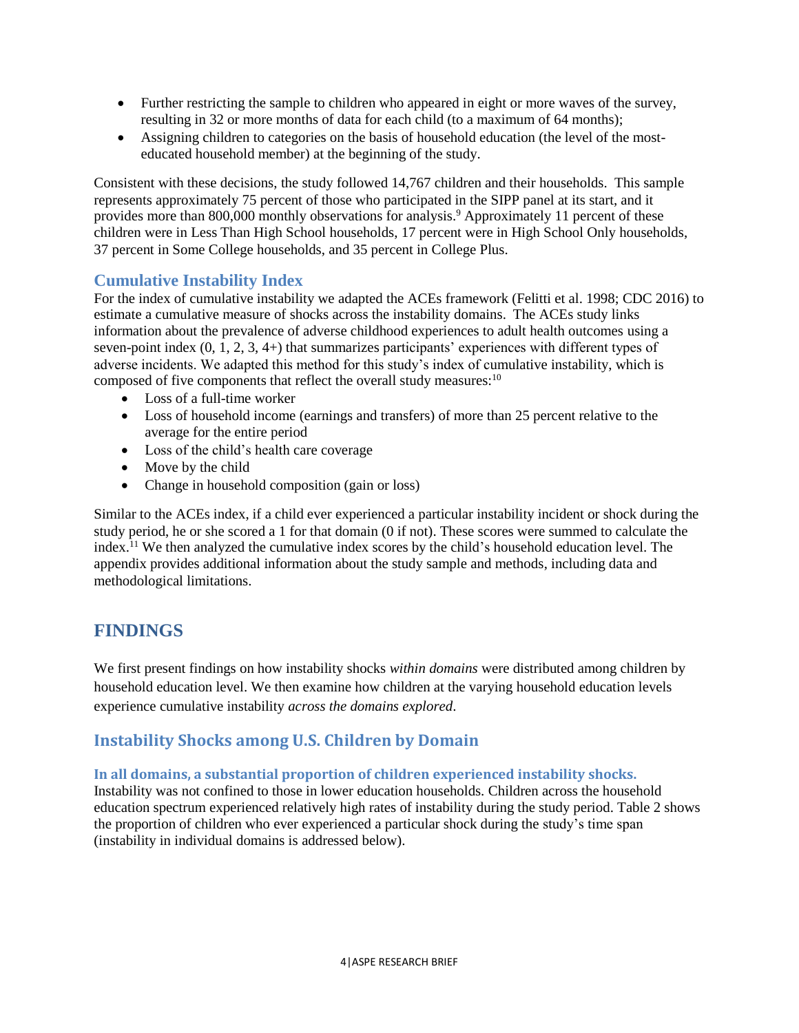- Further restricting the sample to children who appeared in eight or more waves of the survey, resulting in 32 or more months of data for each child (to a maximum of 64 months);
- Assigning children to categories on the basis of household education (the level of the most-educated household member) at the beginning of the study.

Consistent with these decisions, the study followed 14,767 children and their households. This sample represents approximately 75 percent of those who participated in the SIPP panel at its start, and it provides more than 800,000 monthly observations for analysis.[9] Approximately 11 percent of these children were in Less Than High School households, 17 percent were in High School Only households, 37 percent in Some College households, and 35 percent in College Plus.

### Cumulative Instability Index

For the index of cumulative instability we adapted the ACEs framework (Felitti et al. 1998; CDC 2016) to estimate a cumulative measure of shocks across the instability domains. The ACEs study links information about the prevalence of adverse childhood experiences to adult health outcomes using a seven-point index (0, 1, 2, 3, 4+) that summarizes participants' experiences with different types of adverse incidents. We adapted this method for this study's index of cumulative instability, which is composed of five components that reflect the overall study measures:[10]

- Loss of a full-time worker
- Loss of household income (earnings and transfers) of more than 25 percent relative to the average for the entire period
- Loss of the child's health care coverage
- Move by the child
- Change in household composition (gain or loss)

Similar to the ACEs index, if a child ever experienced a particular instability incident or shock during the study period, he or she scored a 1 for that domain (0 if not). These scores were summed to calculate the index.[11] We then analyzed the cumulative index scores by the child's household education level. The appendix provides additional information about the study sample and methods, including data and methodological limitations.

## FINDINGS

We first present findings on how instability shocks *within domains* were distributed among children by household education level. We then examine how children at the varying household education levels experience cumulative instability *across the domains explored*.

### Instability Shocks among U.S. Children by Domain

#### In all domains, a substantial proportion of children experienced instability shocks.

Instability was not confined to those in lower education households. Children across the household education spectrum experienced relatively high rates of instability during the study period. Table 2 shows the proportion of children who ever experienced a particular shock during the study's time span (instability in individual domains is addressed below).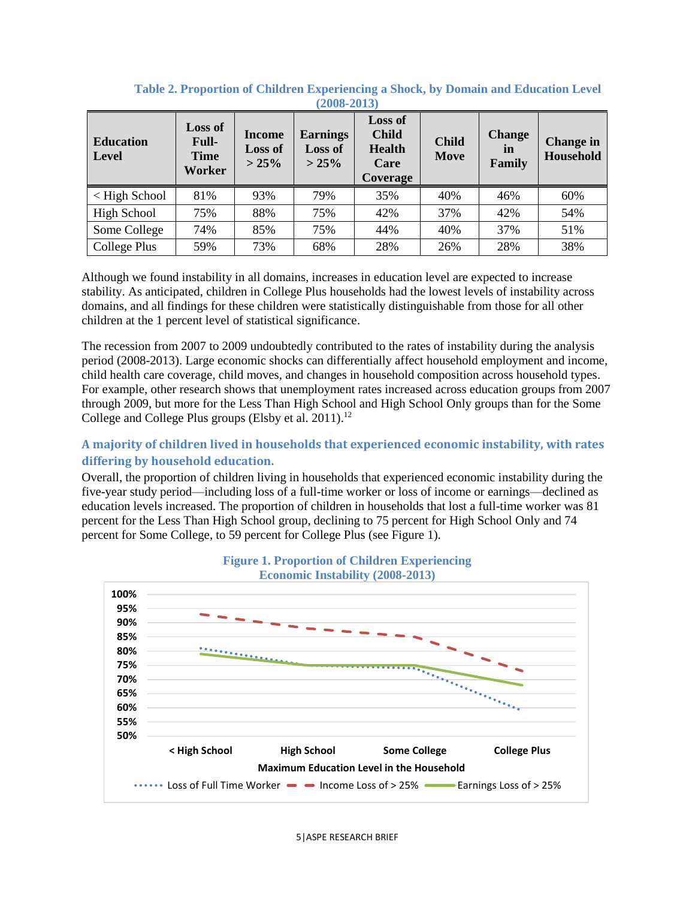**Table 2. Proportion of Children Experiencing a Shock, by Domain and Education Level (2008-2013)**

| Education Level | Loss of Full-Time Worker | Income Loss of > 25% | Earnings Loss of > 25% | Loss of Child Health Care Coverage | Child Move | Change in Family | Change in Household |
|---|---|---|---|---|---|---|---|
| < High School | 81% | 93% | 79% | 35% | 40% | 46% | 60% |
| High School | 75% | 88% | 75% | 42% | 37% | 42% | 54% |
| Some College | 74% | 85% | 75% | 44% | 40% | 37% | 51% |
| College Plus | 59% | 73% | 68% | 28% | 26% | 28% | 38% |

Although we found instability in all domains, increases in education level are expected to increase stability. As anticipated, children in College Plus households had the lowest levels of instability across domains, and all findings for these children were statistically distinguishable from those for all other children at the 1 percent level of statistical significance.

The recession from 2007 to 2009 undoubtedly contributed to the rates of instability during the analysis period (2008-2013). Large economic shocks can differentially affect household employment and income, child health care coverage, child moves, and changes in household composition across household types. For example, other research shows that unemployment rates increased across education groups from 2007 through 2009, but more for the Less Than High School and High School Only groups than for the Some College and College Plus groups (Elsby et al. 2011).[12]

### A majority of children lived in households that experienced economic instability, with rates differing by household education.

Overall, the proportion of children living in households that experienced economic instability during the five-year study period—including loss of a full-time worker or loss of income or earnings—declined as education levels increased. The proportion of children in households that lost a full-time worker was 81 percent for the Less Than High School group, declining to 75 percent for High School Only and 74 percent for Some College, to 59 percent for College Plus (see Figure 1).

**Figure 1. Proportion of Children Experiencing Economic Instability (2008-2013)**

| Maximum Education Level in the Household | Loss of Full Time Worker | Income Loss of > 25% | Earnings Loss of > 25% |
|---|---|---|---|
| < High School | 81% | 93% | 79% |
| High School | 75% | 88% | 75% |
| Some College | 74% | 85% | 75% |
| College Plus | 59% | 73% | 68% |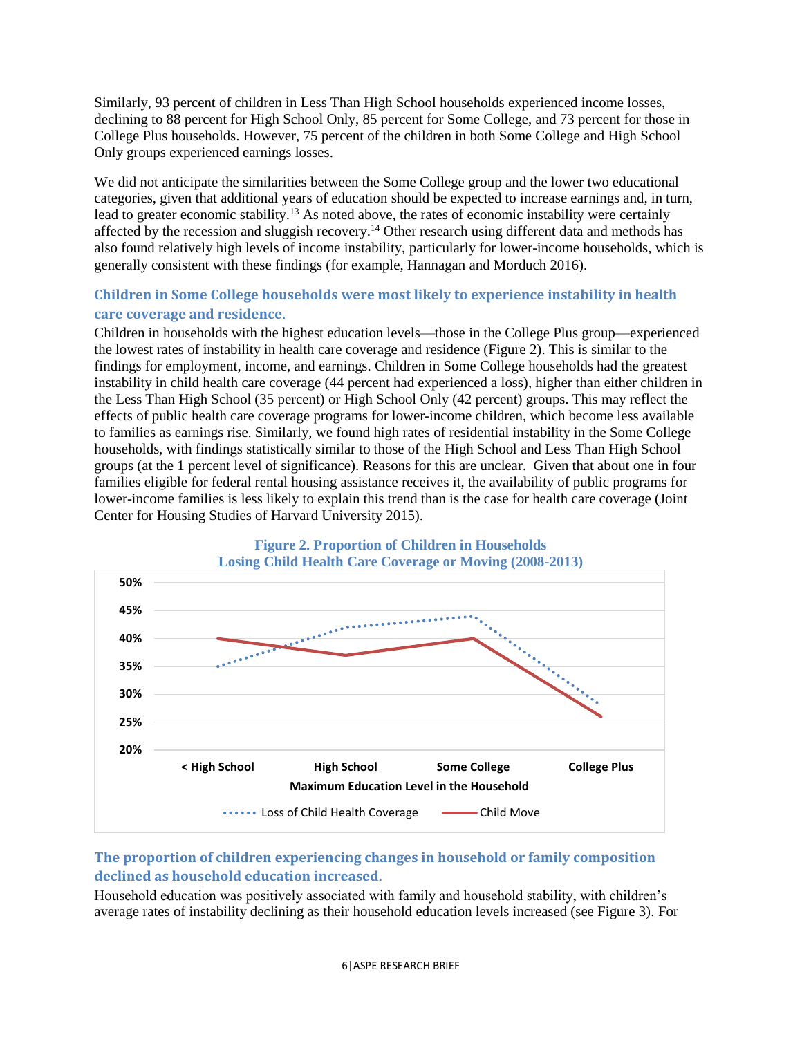Similarly, 93 percent of children in Less Than High School households experienced income losses, declining to 88 percent for High School Only, 85 percent for Some College, and 73 percent for those in College Plus households. However, 75 percent of the children in both Some College and High School Only groups experienced earnings losses.

We did not anticipate the similarities between the Some College group and the lower two educational categories, given that additional years of education should be expected to increase earnings and, in turn, lead to greater economic stability.[13] As noted above, the rates of economic instability were certainly affected by the recession and sluggish recovery.[14] Other research using different data and methods has also found relatively high levels of income instability, particularly for lower-income households, which is generally consistent with these findings (for example, Hannagan and Morduch 2016).

### Children in Some College households were most likely to experience instability in health care coverage and residence.

Children in households with the highest education levels—those in the College Plus group—experienced the lowest rates of instability in health care coverage and residence (Figure 2). This is similar to the findings for employment, income, and earnings. Children in Some College households had the greatest instability in child health care coverage (44 percent had experienced a loss), higher than either children in the Less Than High School (35 percent) or High School Only (42 percent) groups. This may reflect the effects of public health care coverage programs for lower-income children, which become less available to families as earnings rise. Similarly, we found high rates of residential instability in the Some College households, with findings statistically similar to those of the High School and Less Than High School groups (at the 1 percent level of significance). Reasons for this are unclear. Given that about one in four families eligible for federal rental housing assistance receives it, the availability of public programs for lower-income families is less likely to explain this trend than is the case for health care coverage (Joint Center for Housing Studies of Harvard University 2015).

**Figure 2. Proportion of Children in Households Losing Child Health Care Coverage or Moving (2008-2013)**

| Maximum Education Level in the Household | Loss of Child Health Coverage | Child Move |
|---|---|---|
| < High School | 35% | 40% |
| High School | 42% | 37% |
| Some College | 44% | 40% |
| College Plus | 28% | 26% |

### The proportion of children experiencing changes in household or family composition declined as household education increased.

Household education was positively associated with family and household stability, with children's average rates of instability declining as their household education levels increased (see Figure 3). For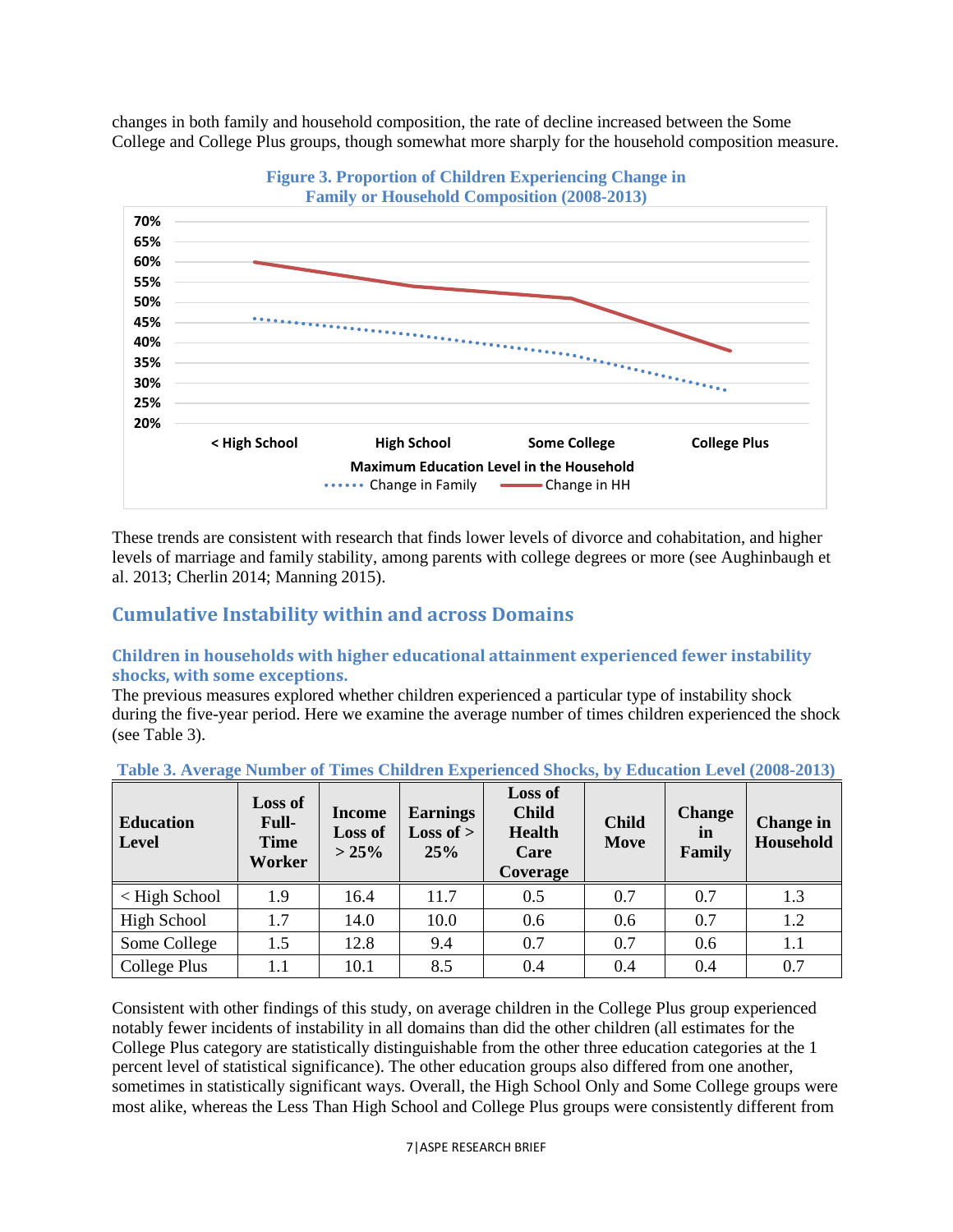changes in both family and household composition, the rate of decline increased between the Some College and College Plus groups, though somewhat more sharply for the household composition measure.

**Figure 3. Proportion of Children Experiencing Change in Family or Household Composition (2008-2013)**

These trends are consistent with research that finds lower levels of divorce and cohabitation, and higher levels of marriage and family stability, among parents with college degrees or more (see Aughinbaugh et al. 2013; Cherlin 2014; Manning 2015).

## Cumulative Instability within and across Domains

### Children in households with higher educational attainment experienced fewer instability shocks, with some exceptions.

The previous measures explored whether children experienced a particular type of instability shock during the five-year period. Here we examine the average number of times children experienced the shock (see Table 3).

**Table 3. Average Number of Times Children Experienced Shocks, by Education Level (2008-2013)**

| Education Level | Loss of Full-Time Worker | Income Loss of > 25% | Earnings Loss of > 25% | Loss of Child Health Care Coverage | Child Move | Change in Family | Change in Household |
|---|---|---|---|---|---|---|---|
| < High School | 1.9 | 16.4 | 11.7 | 0.5 | 0.7 | 0.7 | 1.3 |
| High School | 1.7 | 14.0 | 10.0 | 0.6 | 0.6 | 0.7 | 1.2 |
| Some College | 1.5 | 12.8 | 9.4 | 0.7 | 0.7 | 0.6 | 1.1 |
| College Plus | 1.1 | 10.1 | 8.5 | 0.4 | 0.4 | 0.4 | 0.7 |

Consistent with other findings of this study, on average children in the College Plus group experienced notably fewer incidents of instability in all domains than did the other children (all estimates for the College Plus category are statistically distinguishable from the other three education categories at the 1 percent level of statistical significance). The other education groups also differed from one another, sometimes in statistically significant ways. Overall, the High School Only and Some College groups were most alike, whereas the Less Than High School and College Plus groups were consistently different from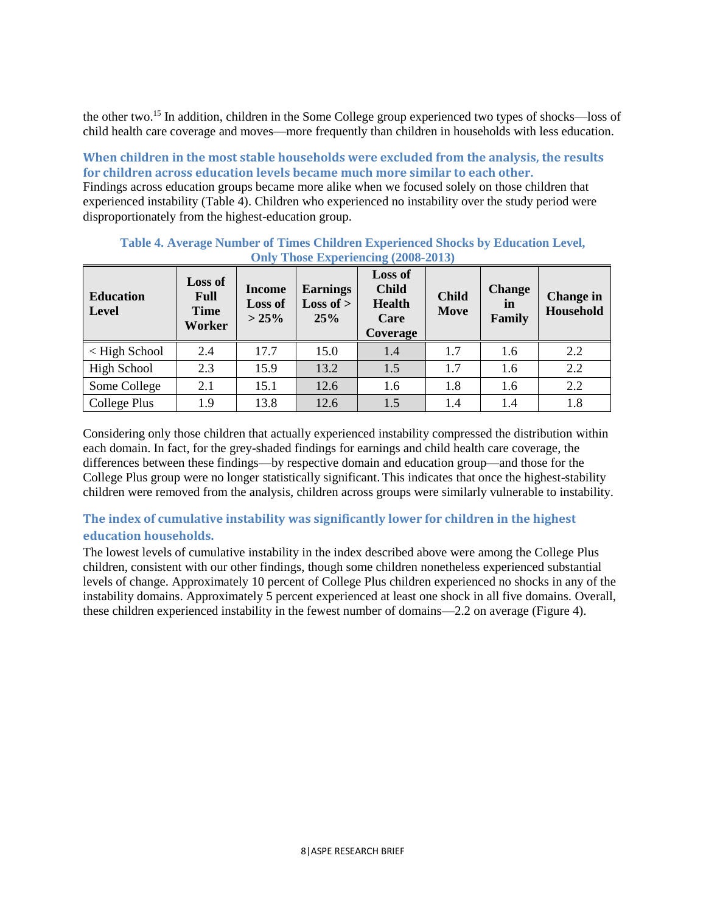the other two.[15] In addition, children in the Some College group experienced two types of shocks—loss of child health care coverage and moves—more frequently than children in households with less education.

### When children in the most stable households were excluded from the analysis, the results for children across education levels became much more similar to each other.

Findings across education groups became more alike when we focused solely on those children that experienced instability (Table 4). Children who experienced no instability over the study period were disproportionately from the highest-education group.

**Table 4. Average Number of Times Children Experienced Shocks by Education Level, Only Those Experiencing (2008-2013)**

| Education Level | Loss of Full Time Worker | Income Loss of > 25% | Earnings Loss of > 25% | Loss of Child Health Care Coverage | Child Move | Change in Family | Change in Household |
|---|---|---|---|---|---|---|---|
| < High School | 2.4 | 17.7 | 15.0 | 1.4 | 1.7 | 1.6 | 2.2 |
| High School | 2.3 | 15.9 | 13.2 | 1.5 | 1.7 | 1.6 | 2.2 |
| Some College | 2.1 | 15.1 | 12.6 | 1.6 | 1.8 | 1.6 | 2.2 |
| College Plus | 1.9 | 13.8 | 12.6 | 1.5 | 1.4 | 1.4 | 1.8 |

Considering only those children that actually experienced instability compressed the distribution within each domain. In fact, for the grey-shaded findings for earnings and child health care coverage, the differences between these findings—by respective domain and education group—and those for the College Plus group were no longer statistically significant. This indicates that once the highest-stability children were removed from the analysis, children across groups were similarly vulnerable to instability.

### The index of cumulative instability was significantly lower for children in the highest education households.

The lowest levels of cumulative instability in the index described above were among the College Plus children, consistent with our other findings, though some children nonetheless experienced substantial levels of change. Approximately 10 percent of College Plus children experienced no shocks in any of the instability domains. Approximately 5 percent experienced at least one shock in all five domains. Overall, these children experienced instability in the fewest number of domains—2.2 on average (Figure 4).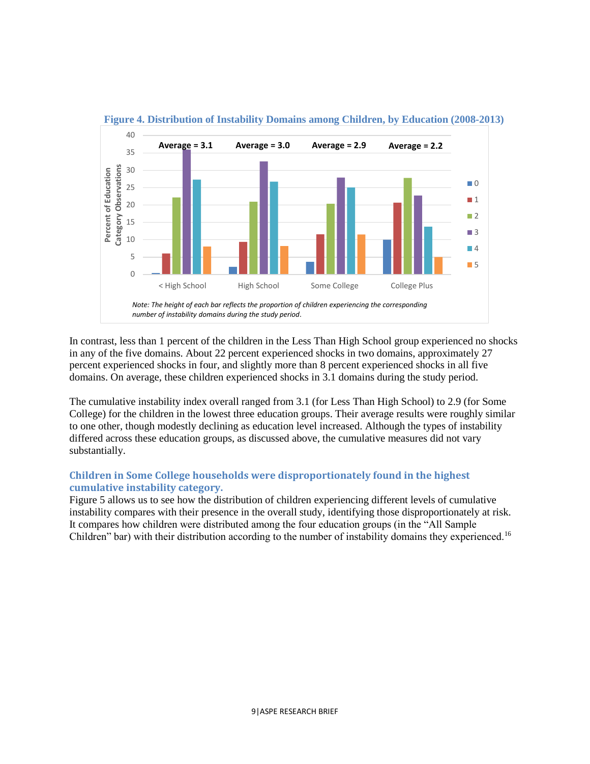**Figure 4. Distribution of Instability Domains among Children, by Education (2008-2013)**

*Note: The height of each bar reflects the proportion of children experiencing the corresponding number of instability domains during the study period.*

In contrast, less than 1 percent of the children in the Less Than High School group experienced no shocks in any of the five domains. About 22 percent experienced shocks in two domains, approximately 27 percent experienced shocks in four, and slightly more than 8 percent experienced shocks in all five domains. On average, these children experienced shocks in 3.1 domains during the study period.

The cumulative instability index overall ranged from 3.1 (for Less Than High School) to 2.9 (for Some College) for the children in the lowest three education groups. Their average results were roughly similar to one other, though modestly declining as education level increased. Although the types of instability differed across these education groups, as discussed above, the cumulative measures did not vary substantially.

### Children in Some College households were disproportionately found in the highest cumulative instability category.

Figure 5 allows us to see how the distribution of children experiencing different levels of cumulative instability compares with their presence in the overall study, identifying those disproportionately at risk. It compares how children were distributed among the four education groups (in the "All Sample Children" bar) with their distribution according to the number of instability domains they experienced.[16]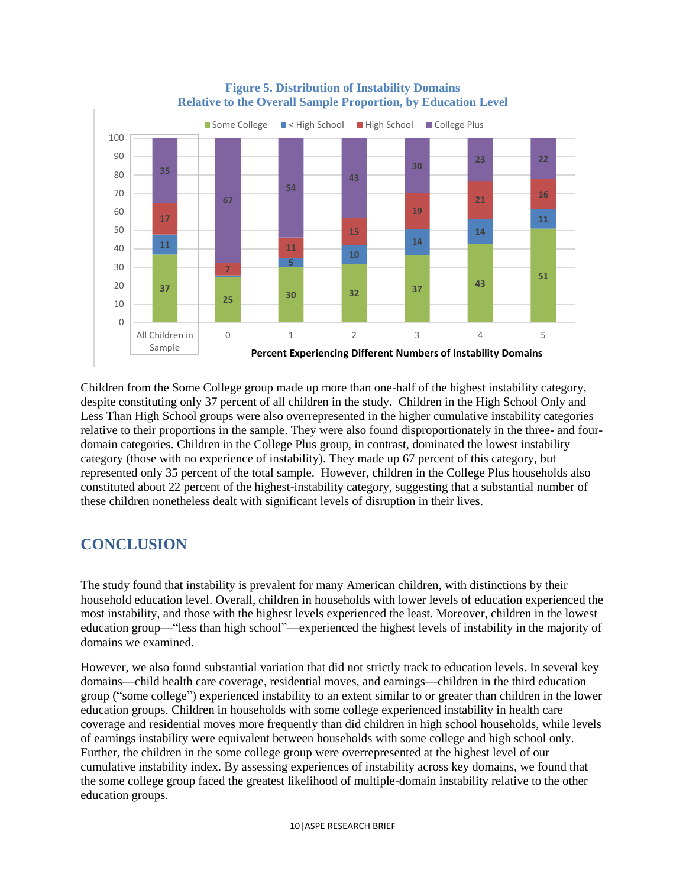**Figure 5. Distribution of Instability Domains Relative to the Overall Sample Proportion, by Education Level**

| | All Children in Sample | 0 | 1 | 2 | 3 | 4 | 5 |
|---|---|---|---|---|---|---|---|
| Some College | 37 | 25 | 30 | 32 | 37 | 43 | 51 |
| < High School | 11 | | 5 | 10 | 14 | 14 | 11 |
| High School | 17 | 7 | 11 | 15 | 19 | 21 | 16 |
| College Plus | 35 | 67 | 54 | 43 | 30 | 23 | 22 |

Percent Experiencing Different Numbers of Instability Domains

Children from the Some College group made up more than one-half of the highest instability category, despite constituting only 37 percent of all children in the study. Children in the High School Only and Less Than High School groups were also overrepresented in the higher cumulative instability categories relative to their proportions in the sample. They were also found disproportionately in the three- and four-domain categories. Children in the College Plus group, in contrast, dominated the lowest instability category (those with no experience of instability). They made up 67 percent of this category, but represented only 35 percent of the total sample. However, children in the College Plus households also constituted about 22 percent of the highest-instability category, suggesting that a substantial number of these children nonetheless dealt with significant levels of disruption in their lives.

## CONCLUSION

The study found that instability is prevalent for many American children, with distinctions by their household education level. Overall, children in households with lower levels of education experienced the most instability, and those with the highest levels experienced the least. Moreover, children in the lowest education group—"less than high school"—experienced the highest levels of instability in the majority of domains we examined.

However, we also found substantial variation that did not strictly track to education levels. In several key domains—child health care coverage, residential moves, and earnings—children in the third education group ("some college") experienced instability to an extent similar to or greater than children in the lower education groups. Children in households with some college experienced instability in health care coverage and residential moves more frequently than did children in high school households, while levels of earnings instability were equivalent between households with some college and high school only. Further, the children in the some college group were overrepresented at the highest level of our cumulative instability index. By assessing experiences of instability across key domains, we found that the some college group faced the greatest likelihood of multiple-domain instability relative to the other education groups.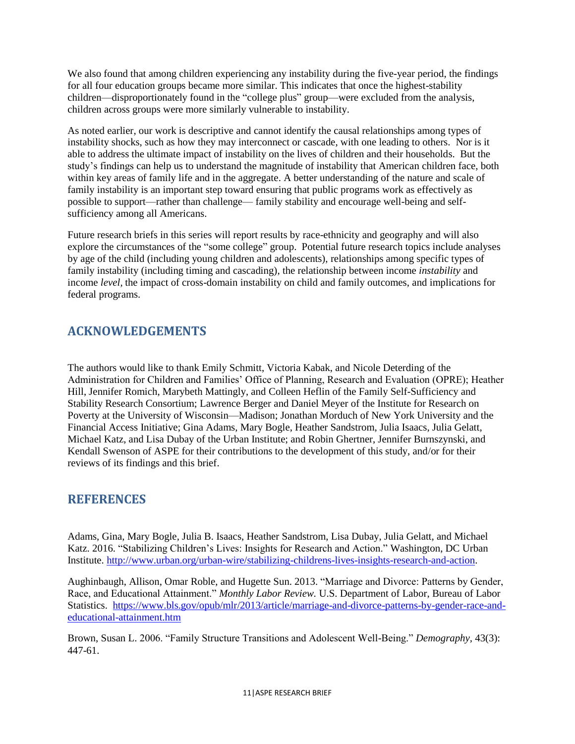We also found that among children experiencing any instability during the five-year period, the findings for all four education groups became more similar. This indicates that once the highest-stability children—disproportionately found in the "college plus" group—were excluded from the analysis, children across groups were more similarly vulnerable to instability.

As noted earlier, our work is descriptive and cannot identify the causal relationships among types of instability shocks, such as how they may interconnect or cascade, with one leading to others. Nor is it able to address the ultimate impact of instability on the lives of children and their households. But the study's findings can help us to understand the magnitude of instability that American children face, both within key areas of family life and in the aggregate. A better understanding of the nature and scale of family instability is an important step toward ensuring that public programs work as effectively as possible to support—rather than challenge— family stability and encourage well-being and self-sufficiency among all Americans.

Future research briefs in this series will report results by race-ethnicity and geography and will also explore the circumstances of the "some college" group. Potential future research topics include analyses by age of the child (including young children and adolescents), relationships among specific types of family instability (including timing and cascading), the relationship between income *instability* and income *level*, the impact of cross-domain instability on child and family outcomes, and implications for federal programs.

## ACKNOWLEDGEMENTS

The authors would like to thank Emily Schmitt, Victoria Kabak, and Nicole Deterding of the Administration for Children and Families' Office of Planning, Research and Evaluation (OPRE); Heather Hill, Jennifer Romich, Marybeth Mattingly, and Colleen Heflin of the Family Self-Sufficiency and Stability Research Consortium; Lawrence Berger and Daniel Meyer of the Institute for Research on Poverty at the University of Wisconsin—Madison; Jonathan Morduch of New York University and the Financial Access Initiative; Gina Adams, Mary Bogle, Heather Sandstrom, Julia Isaacs, Julia Gelatt, Michael Katz, and Lisa Dubay of the Urban Institute; and Robin Ghertner, Jennifer Burnszynski, and Kendall Swenson of ASPE for their contributions to the development of this study, and/or for their reviews of its findings and this brief.

## REFERENCES

Adams, Gina, Mary Bogle, Julia B. Isaacs, Heather Sandstrom, Lisa Dubay, Julia Gelatt, and Michael Katz. 2016. "Stabilizing Children's Lives: Insights for Research and Action." Washington, DC Urban Institute. http://www.urban.org/urban-wire/stabilizing-childrens-lives-insights-research-and-action.

Aughinbaugh, Allison, Omar Roble, and Hugette Sun. 2013. "Marriage and Divorce: Patterns by Gender, Race, and Educational Attainment." *Monthly Labor Review.* U.S. Department of Labor, Bureau of Labor Statistics. https://www.bls.gov/opub/mlr/2013/article/marriage-and-divorce-patterns-by-gender-race-and-educational-attainment.htm

Brown, Susan L. 2006. "Family Structure Transitions and Adolescent Well-Being." *Demography*, 43(3): 447-61.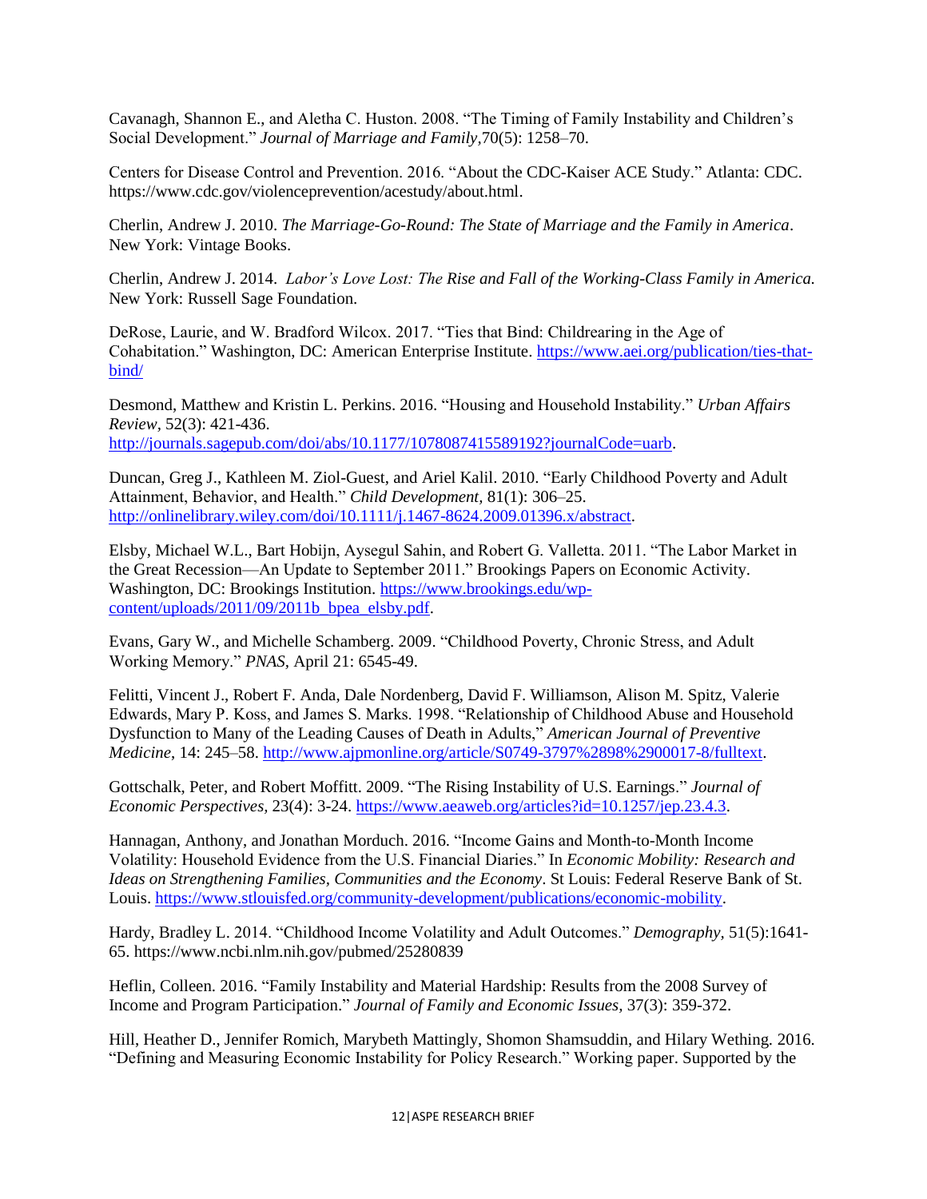Cavanagh, Shannon E., and Aletha C. Huston. 2008. "The Timing of Family Instability and Children's Social Development." *Journal of Marriage and Family*,70(5): 1258–70.

Centers for Disease Control and Prevention. 2016. "About the CDC-Kaiser ACE Study." Atlanta: CDC. https://www.cdc.gov/violenceprevention/acestudy/about.html.

Cherlin, Andrew J. 2010. *The Marriage-Go-Round: The State of Marriage and the Family in America*. New York: Vintage Books.

Cherlin, Andrew J. 2014. *Labor's Love Lost: The Rise and Fall of the Working-Class Family in America.* New York: Russell Sage Foundation.

DeRose, Laurie, and W. Bradford Wilcox. 2017. "Ties that Bind: Childrearing in the Age of Cohabitation." Washington, DC: American Enterprise Institute. https://www.aei.org/publication/ties-that-bind/

Desmond, Matthew and Kristin L. Perkins. 2016. "Housing and Household Instability." *Urban Affairs Review*, 52(3): 421-436. http://journals.sagepub.com/doi/abs/10.1177/1078087415589192?journalCode=uarb.

Duncan, Greg J., Kathleen M. Ziol-Guest, and Ariel Kalil. 2010. "Early Childhood Poverty and Adult Attainment, Behavior, and Health." *Child Development,* 81(1): 306–25. http://onlinelibrary.wiley.com/doi/10.1111/j.1467-8624.2009.01396.x/abstract.

Elsby, Michael W.L., Bart Hobijn, Aysegul Sahin, and Robert G. Valletta. 2011. "The Labor Market in the Great Recession—An Update to September 2011." Brookings Papers on Economic Activity. Washington, DC: Brookings Institution. https://www.brookings.edu/wp-content/uploads/2011/09/2011b_bpea_elsby.pdf.

Evans, Gary W., and Michelle Schamberg. 2009. "Childhood Poverty, Chronic Stress, and Adult Working Memory." *PNAS,* April 21: 6545-49.

Felitti, Vincent J., Robert F. Anda, Dale Nordenberg, David F. Williamson, Alison M. Spitz, Valerie Edwards, Mary P. Koss, and James S. Marks. 1998. "Relationship of Childhood Abuse and Household Dysfunction to Many of the Leading Causes of Death in Adults," *American Journal of Preventive Medicine*, 14: 245–58. http://www.ajpmonline.org/article/S0749-3797%2898%2900017-8/fulltext.

Gottschalk, Peter, and Robert Moffitt. 2009. "The Rising Instability of U.S. Earnings." *Journal of Economic Perspectives,* 23(4): 3-24. https://www.aeaweb.org/articles?id=10.1257/jep.23.4.3.

Hannagan, Anthony, and Jonathan Morduch. 2016. "Income Gains and Month-to-Month Income Volatility: Household Evidence from the U.S. Financial Diaries." In *Economic Mobility: Research and Ideas on Strengthening Families, Communities and the Economy*. St Louis: Federal Reserve Bank of St. Louis. https://www.stlouisfed.org/community-development/publications/economic-mobility.

Hardy, Bradley L. 2014. "Childhood Income Volatility and Adult Outcomes." *Demography,* 51(5):1641-65. https://www.ncbi.nlm.nih.gov/pubmed/25280839

Heflin, Colleen. 2016. "Family Instability and Material Hardship: Results from the 2008 Survey of Income and Program Participation." *Journal of Family and Economic Issues,* 37(3): 359-372.

Hill, Heather D., Jennifer Romich, Marybeth Mattingly, Shomon Shamsuddin, and Hilary Wething. 2016. "Defining and Measuring Economic Instability for Policy Research." Working paper. Supported by the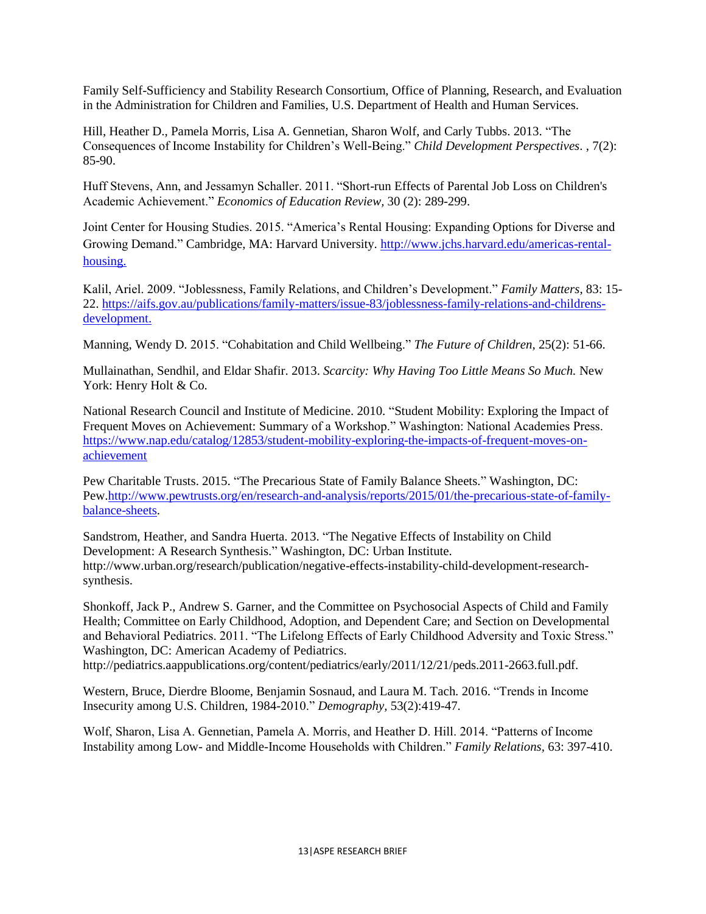Family Self-Sufficiency and Stability Research Consortium, Office of Planning, Research, and Evaluation in the Administration for Children and Families, U.S. Department of Health and Human Services.

Hill, Heather D., Pamela Morris, Lisa A. Gennetian, Sharon Wolf, and Carly Tubbs. 2013. "The Consequences of Income Instability for Children's Well-Being." *Child Development Perspectives*. , 7(2): 85-90.

Huff Stevens, Ann, and Jessamyn Schaller. 2011. "Short-run Effects of Parental Job Loss on Children's Academic Achievement." *Economics of Education Review,* 30 (2): 289-299.

Joint Center for Housing Studies. 2015. "America's Rental Housing: Expanding Options for Diverse and Growing Demand." Cambridge, MA: Harvard University. [http://www.jchs.harvard.edu/americas-rental-housing.](http://www.jchs.harvard.edu/americas-rental-housing)

Kalil, Ariel. 2009. "Joblessness, Family Relations, and Children's Development." *Family Matters,* 83: 15-22. [https://aifs.gov.au/publications/family-matters/issue-83/joblessness-family-relations-and-childrens-development.](https://aifs.gov.au/publications/family-matters/issue-83/joblessness-family-relations-and-childrens-development)

Manning, Wendy D. 2015. "Cohabitation and Child Wellbeing." *The Future of Children,* 25(2): 51-66.

Mullainathan, Sendhil, and Eldar Shafir. 2013. *Scarcity: Why Having Too Little Means So Much.* New York: Henry Holt & Co.

National Research Council and Institute of Medicine. 2010. "Student Mobility: Exploring the Impact of Frequent Moves on Achievement: Summary of a Workshop." Washington: National Academies Press. [https://www.nap.edu/catalog/12853/student-mobility-exploring-the-impacts-of-frequent-moves-on-achievement](https://www.nap.edu/catalog/12853/student-mobility-exploring-the-impacts-of-frequent-moves-on-achievement)

Pew Charitable Trusts. 2015. "The Precarious State of Family Balance Sheets." Washington, DC: Pew.[http://www.pewtrusts.org/en/research-and-analysis/reports/2015/01/the-precarious-state-of-family-balance-sheets](http://www.pewtrusts.org/en/research-and-analysis/reports/2015/01/the-precarious-state-of-family-balance-sheets).

Sandstrom, Heather, and Sandra Huerta. 2013. "The Negative Effects of Instability on Child Development: A Research Synthesis." Washington, DC: Urban Institute. http://www.urban.org/research/publication/negative-effects-instability-child-development-research-synthesis.

Shonkoff, Jack P., Andrew S. Garner, and the Committee on Psychosocial Aspects of Child and Family Health; Committee on Early Childhood, Adoption, and Dependent Care; and Section on Developmental and Behavioral Pediatrics. 2011. "The Lifelong Effects of Early Childhood Adversity and Toxic Stress." Washington, DC: American Academy of Pediatrics. http://pediatrics.aappublications.org/content/pediatrics/early/2011/12/21/peds.2011-2663.full.pdf.

Western, Bruce, Dierdre Bloome, Benjamin Sosnaud, and Laura M. Tach. 2016. "Trends in Income Insecurity among U.S. Children, 1984-2010." *Demography,* 53(2):419-47.

Wolf, Sharon, Lisa A. Gennetian, Pamela A. Morris, and Heather D. Hill. 2014. "Patterns of Income Instability among Low- and Middle-Income Households with Children." *Family Relations,* 63: 397-410.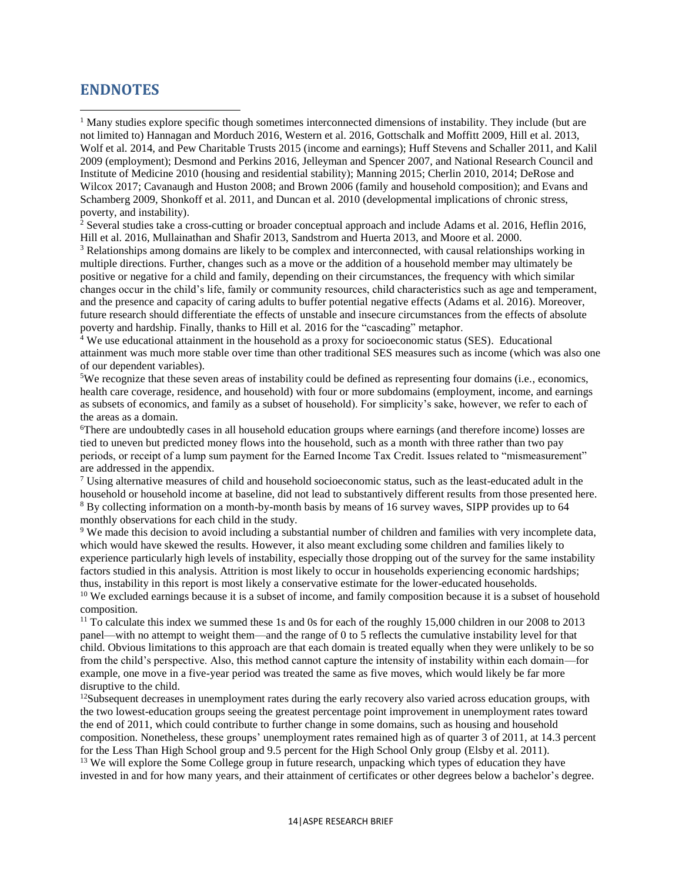## ENDNOTES

[1] Many studies explore specific though sometimes interconnected dimensions of instability. They include (but are not limited to) Hannagan and Morduch 2016, Western et al. 2016, Gottschalk and Moffitt 2009, Hill et al. 2013, Wolf et al. 2014, and Pew Charitable Trusts 2015 (income and earnings); Huff Stevens and Schaller 2011, and Kalil 2009 (employment); Desmond and Perkins 2016, Jelleyman and Spencer 2007, and National Research Council and Institute of Medicine 2010 (housing and residential stability); Manning 2015; Cherlin 2010, 2014; DeRose and Wilcox 2017; Cavanaugh and Huston 2008; and Brown 2006 (family and household composition); and Evans and Schamberg 2009, Shonkoff et al. 2011, and Duncan et al. 2010 (developmental implications of chronic stress, poverty, and instability).

[2] Several studies take a cross-cutting or broader conceptual approach and include Adams et al. 2016, Heflin 2016, Hill et al. 2016, Mullainathan and Shafir 2013, Sandstrom and Huerta 2013, and Moore et al. 2000.

[3] Relationships among domains are likely to be complex and interconnected, with causal relationships working in multiple directions. Further, changes such as a move or the addition of a household member may ultimately be positive or negative for a child and family, depending on their circumstances, the frequency with which similar changes occur in the child's life, family or community resources, child characteristics such as age and temperament, and the presence and capacity of caring adults to buffer potential negative effects (Adams et al. 2016). Moreover, future research should differentiate the effects of unstable and insecure circumstances from the effects of absolute poverty and hardship. Finally, thanks to Hill et al. 2016 for the "cascading" metaphor.

[4] We use educational attainment in the household as a proxy for socioeconomic status (SES). Educational attainment was much more stable over time than other traditional SES measures such as income (which was also one of our dependent variables).

[5] We recognize that these seven areas of instability could be defined as representing four domains (i.e., economics, health care coverage, residence, and household) with four or more subdomains (employment, income, and earnings as subsets of economics, and family as a subset of household). For simplicity's sake, however, we refer to each of the areas as a domain.

[6] There are undoubtedly cases in all household education groups where earnings (and therefore income) losses are tied to uneven but predicted money flows into the household, such as a month with three rather than two pay periods, or receipt of a lump sum payment for the Earned Income Tax Credit. Issues related to "mismeasurement" are addressed in the appendix.

[7] Using alternative measures of child and household socioeconomic status, such as the least-educated adult in the household or household income at baseline, did not lead to substantively different results from those presented here.

[8] By collecting information on a month-by-month basis by means of 16 survey waves, SIPP provides up to 64 monthly observations for each child in the study.

[9] We made this decision to avoid including a substantial number of children and families with very incomplete data, which would have skewed the results. However, it also meant excluding some children and families likely to experience particularly high levels of instability, especially those dropping out of the survey for the same instability factors studied in this analysis. Attrition is most likely to occur in households experiencing economic hardships; thus, instability in this report is most likely a conservative estimate for the lower-educated households.

[10] We excluded earnings because it is a subset of income, and family composition because it is a subset of household composition.

[11] To calculate this index we summed these 1s and 0s for each of the roughly 15,000 children in our 2008 to 2013 panel—with no attempt to weight them—and the range of 0 to 5 reflects the cumulative instability level for that child. Obvious limitations to this approach are that each domain is treated equally when they were unlikely to be so from the child's perspective. Also, this method cannot capture the intensity of instability within each domain—for example, one move in a five-year period was treated the same as five moves, which would likely be far more disruptive to the child.

[12] Subsequent decreases in unemployment rates during the early recovery also varied across education groups, with the two lowest-education groups seeing the greatest percentage point improvement in unemployment rates toward the end of 2011, which could contribute to further change in some domains, such as housing and household composition. Nonetheless, these groups' unemployment rates remained high as of quarter 3 of 2011, at 14.3 percent for the Less Than High School group and 9.5 percent for the High School Only group (Elsby et al. 2011).

[13] We will explore the Some College group in future research, unpacking which types of education they have invested in and for how many years, and their attainment of certificates or other degrees below a bachelor's degree.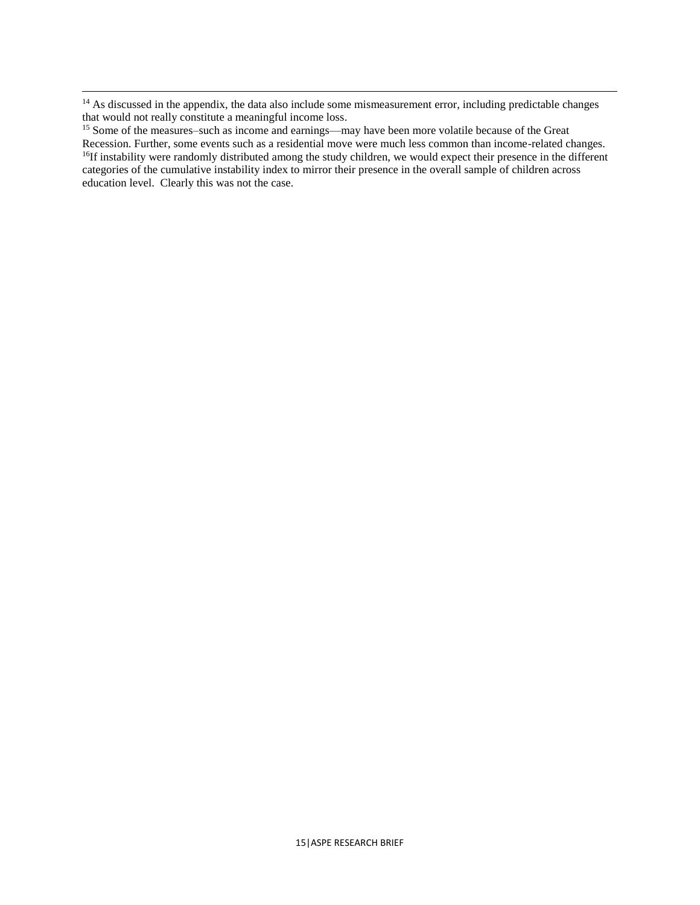[14] As discussed in the appendix, the data also include some mismeasurement error, including predictable changes that would not really constitute a meaningful income loss.

[15] Some of the measures–such as income and earnings—may have been more volatile because of the Great Recession. Further, some events such as a residential move were much less common than income-related changes.

[16] If instability were randomly distributed among the study children, we would expect their presence in the different categories of the cumulative instability index to mirror their presence in the overall sample of children across education level. Clearly this was not the case.